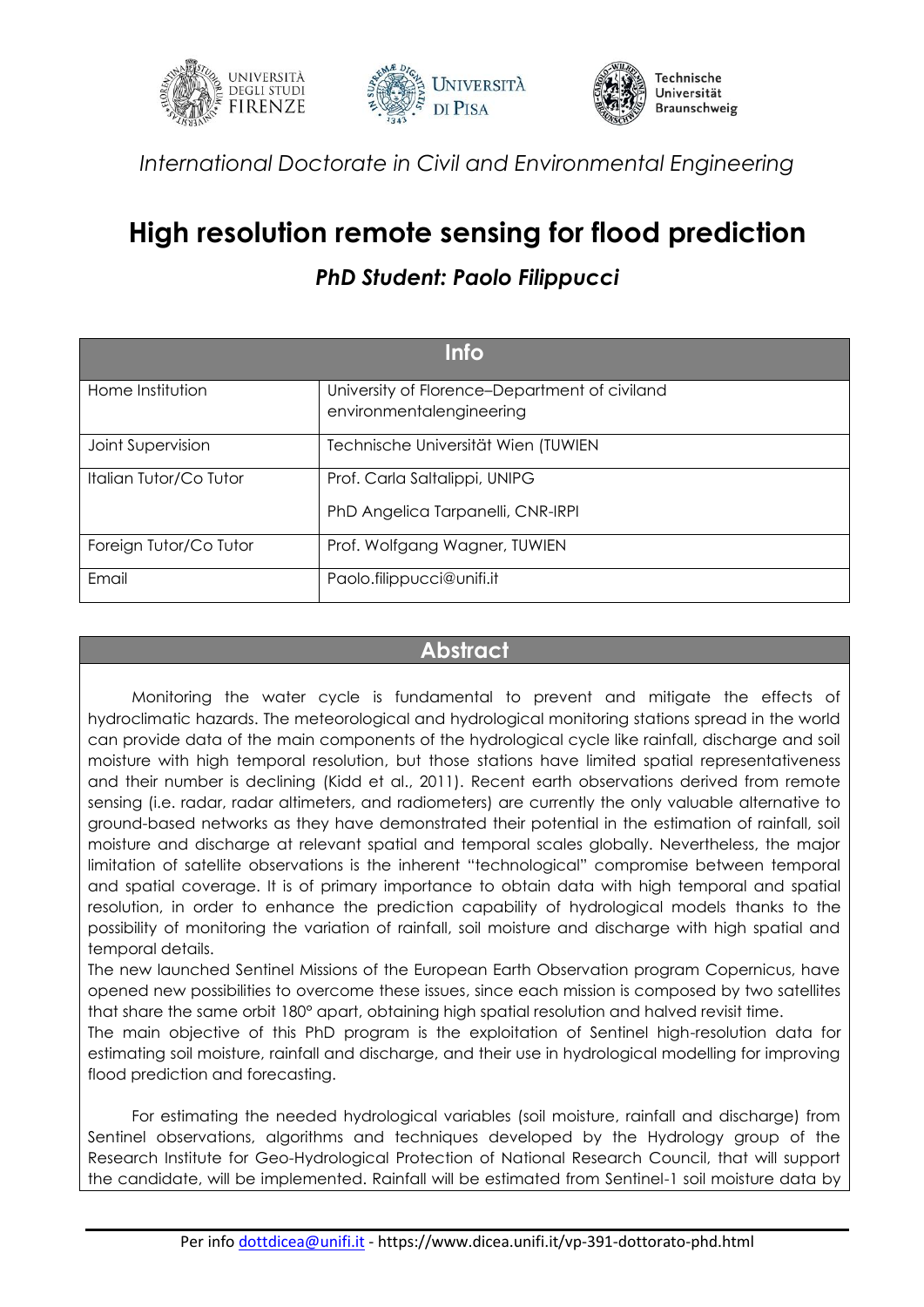*International Doctorate in Civil and Environmental Engineering*

# High resolution remote sensing for flood prediction

### *PhD Student: Paolo Filippucci*

| Info | |
|---|---|
| Home Institution | University of Florence–Department of civiland environmentalengineering |
| Joint Supervision | Technische Universität Wien (TUWIEN |
| Italian Tutor/Co Tutor | Prof. Carla Saltalippi, UNIPG<br>PhD Angelica Tarpanelli, CNR-IRPI |
| Foreign Tutor/Co Tutor | Prof. Wolfgang Wagner, TUWIEN |
| Email | Paolo.filippucci@unifi.it |

## Abstract

Monitoring the water cycle is fundamental to prevent and mitigate the effects of hydroclimatic hazards. The meteorological and hydrological monitoring stations spread in the world can provide data of the main components of the hydrological cycle like rainfall, discharge and soil moisture with high temporal resolution, but those stations have limited spatial representativeness and their number is declining (Kidd et al., 2011). Recent earth observations derived from remote sensing (i.e. radar, radar altimeters, and radiometers) are currently the only valuable alternative to ground-based networks as they have demonstrated their potential in the estimation of rainfall, soil moisture and discharge at relevant spatial and temporal scales globally. Nevertheless, the major limitation of satellite observations is the inherent "technological" compromise between temporal and spatial coverage. It is of primary importance to obtain data with high temporal and spatial resolution, in order to enhance the prediction capability of hydrological models thanks to the possibility of monitoring the variation of rainfall, soil moisture and discharge with high spatial and temporal details.

The new launched Sentinel Missions of the European Earth Observation program Copernicus, have opened new possibilities to overcome these issues, since each mission is composed by two satellites that share the same orbit 180° apart, obtaining high spatial resolution and halved revisit time.

The main objective of this PhD program is the exploitation of Sentinel high-resolution data for estimating soil moisture, rainfall and discharge, and their use in hydrological modelling for improving flood prediction and forecasting.

For estimating the needed hydrological variables (soil moisture, rainfall and discharge) from Sentinel observations, algorithms and techniques developed by the Hydrology group of the Research Institute for Geo-Hydrological Protection of National Research Council, that will support the candidate, will be implemented. Rainfall will be estimated from Sentinel-1 soil moisture data by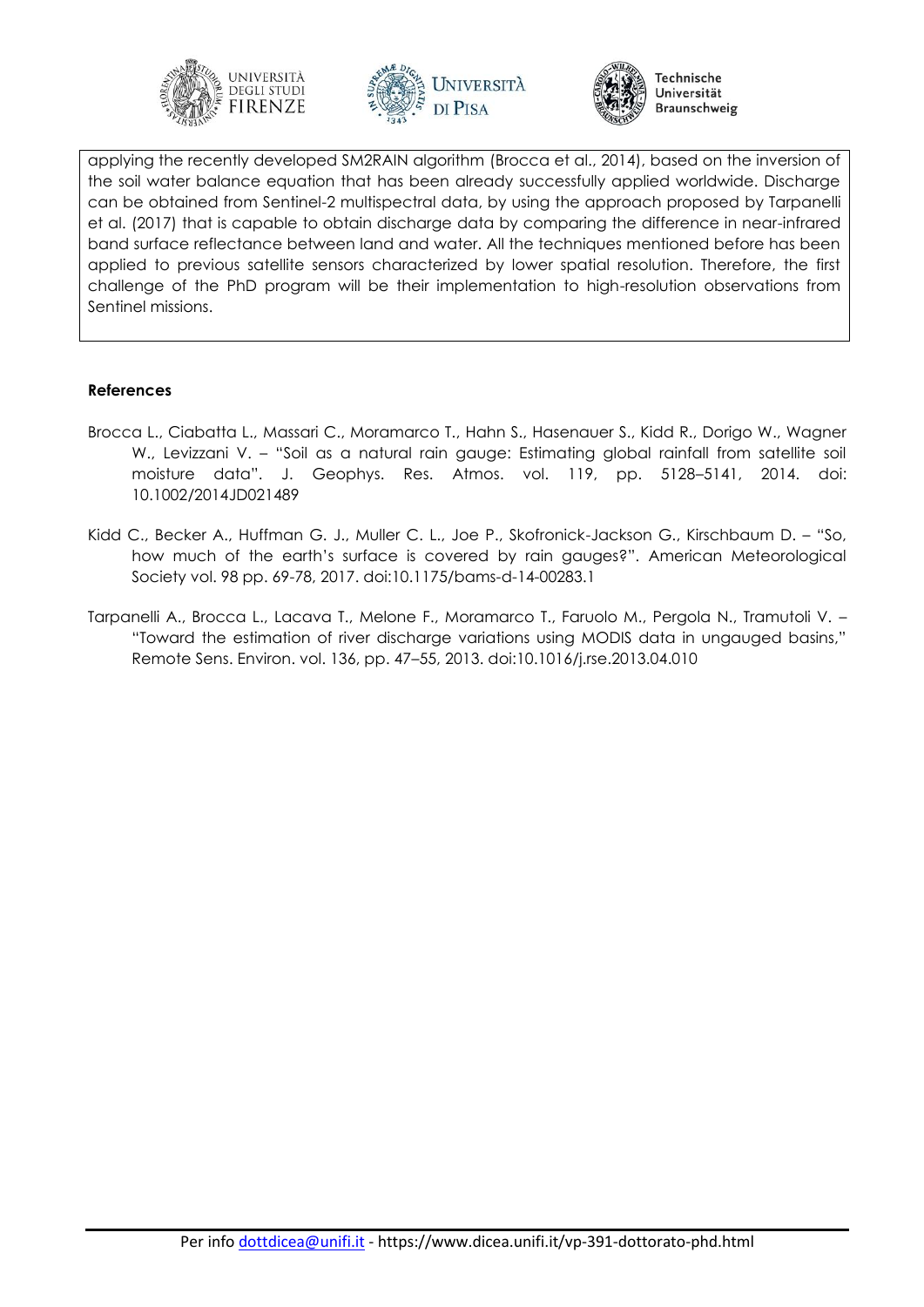applying the recently developed SM2RAIN algorithm (Brocca et al., 2014), based on the inversion of the soil water balance equation that has been already successfully applied worldwide. Discharge can be obtained from Sentinel-2 multispectral data, by using the approach proposed by Tarpanelli et al. (2017) that is capable to obtain discharge data by comparing the difference in near-infrared band surface reflectance between land and water. All the techniques mentioned before has been applied to previous satellite sensors characterized by lower spatial resolution. Therefore, the first challenge of the PhD program will be their implementation to high-resolution observations from Sentinel missions.

**References**

Brocca L., Ciabatta L., Massari C., Moramarco T., Hahn S., Hasenauer S., Kidd R., Dorigo W., Wagner W., Levizzani V. – "Soil as a natural rain gauge: Estimating global rainfall from satellite soil moisture data". J. Geophys. Res. Atmos. vol. 119, pp. 5128–5141, 2014. doi: 10.1002/2014JD021489

Kidd C., Becker A., Huffman G. J., Muller C. L., Joe P., Skofronick-Jackson G., Kirschbaum D. – "So, how much of the earth's surface is covered by rain gauges?". American Meteorological Society vol. 98 pp. 69-78, 2017. doi:10.1175/bams-d-14-00283.1

Tarpanelli A., Brocca L., Lacava T., Melone F., Moramarco T., Faruolo M., Pergola N., Tramutoli V. – "Toward the estimation of river discharge variations using MODIS data in ungauged basins," Remote Sens. Environ. vol. 136, pp. 47–55, 2013. doi:10.1016/j.rse.2013.04.010

Per info dottdicea@unifi.it - https://www.dicea.unifi.it/vp-391-dottorato-phd.html